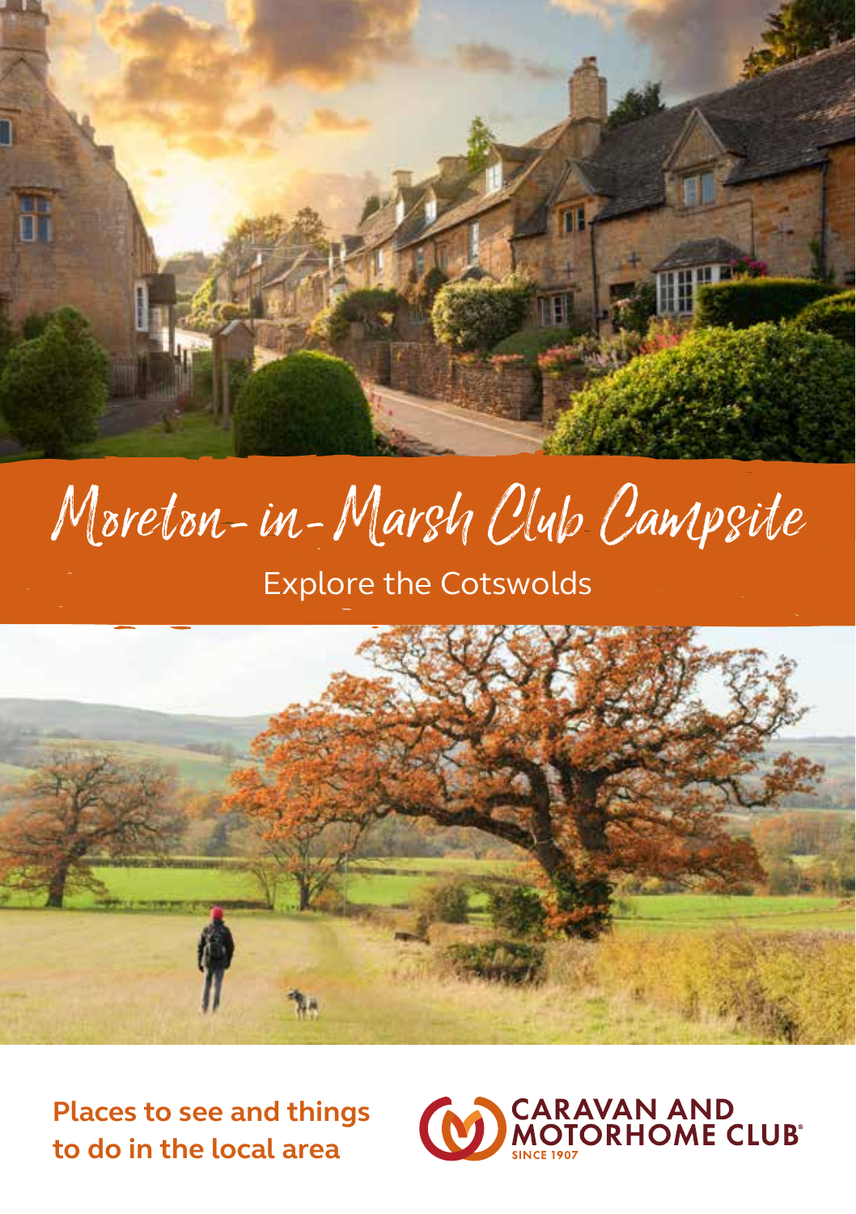# Moreton-in-Marsh Club Campsite

## Explore the Cotswolds

**Places to see and things to do in the local area**

CARAVAN AND MOTORHOME CLUB®
SINCE 1907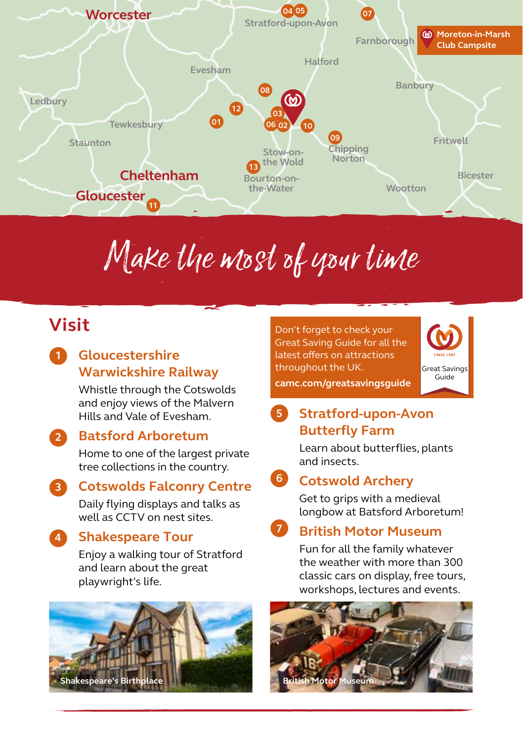# Make the most of your time

## Visit

1. **Gloucestershire Warwickshire Railway**

   Whistle through the Cotswolds and enjoy views of the Malvern Hills and Vale of Evesham.

2. **Batsford Arboretum**

   Home to one of the largest private tree collections in the country.

3. **Cotswolds Falconry Centre**

   Daily flying displays and talks as well as CCTV on nest sites.

4. **Shakespeare Tour**

   Enjoy a walking tour of Stratford and learn about the great playwright's life.

Shakespeare's Birthplace

Don't forget to check your Great Saving Guide for all the latest offers on attractions throughout the UK.
**camc.com/greatsavingsguide**

5. **Stratford-upon-Avon Butterfly Farm**

   Learn about butterflies, plants and insects.

6. **Cotswold Archery**

   Get to grips with a medieval longbow at Batsford Arboretum!

7. **British Motor Museum**

   Fun for all the family whatever the weather with more than 300 classic cars on display, free tours, workshops, lectures and events.

British Motor Museum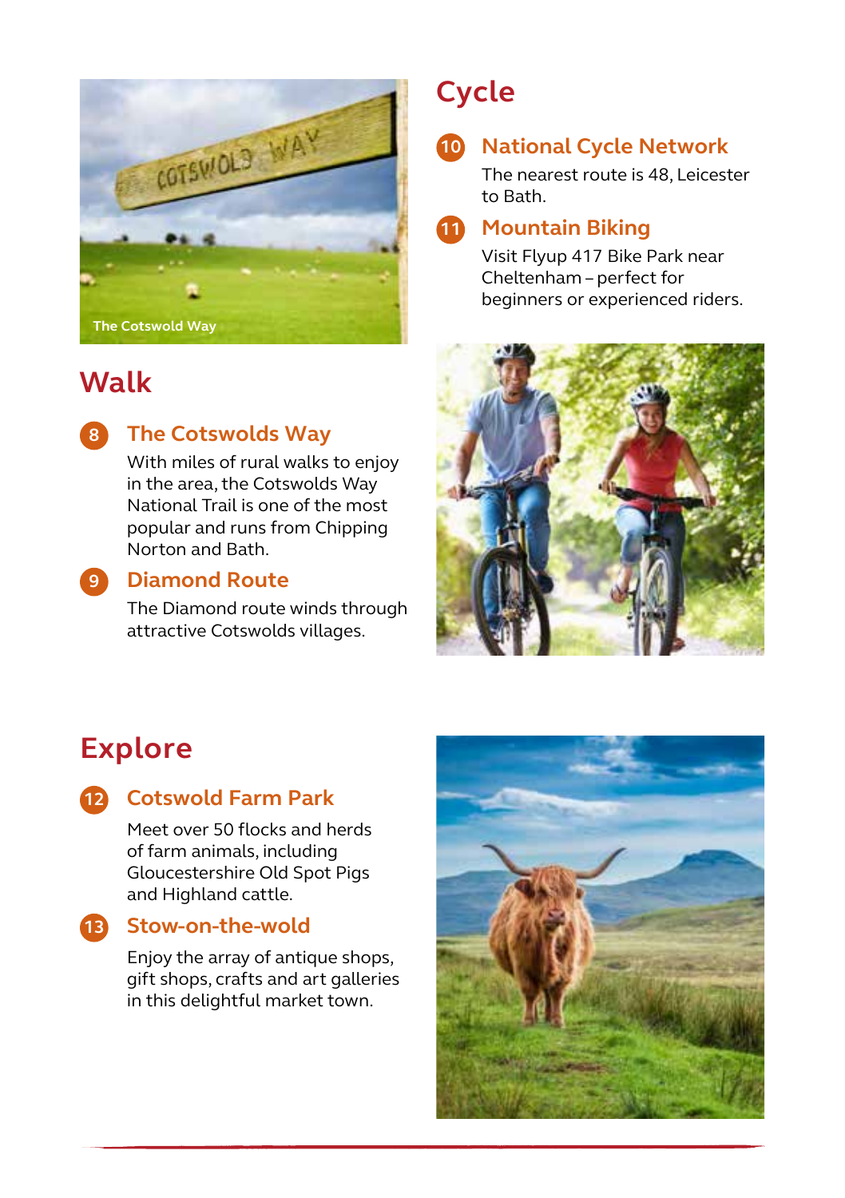The Cotswold Way

## Walk

### 8 The Cotswolds Way

With miles of rural walks to enjoy in the area, the Cotswolds Way National Trail is one of the most popular and runs from Chipping Norton and Bath.

### 9 Diamond Route

The Diamond route winds through attractive Cotswolds villages.

## Cycle

### 10 National Cycle Network

The nearest route is 48, Leicester to Bath.

### 11 Mountain Biking

Visit Flyup 417 Bike Park near Cheltenham – perfect for beginners or experienced riders.

## Explore

### 12 Cotswold Farm Park

Meet over 50 flocks and herds of farm animals, including Gloucestershire Old Spot Pigs and Highland cattle.

### 13 Stow-on-the-wold

Enjoy the array of antique shops, gift shops, crafts and art galleries in this delightful market town.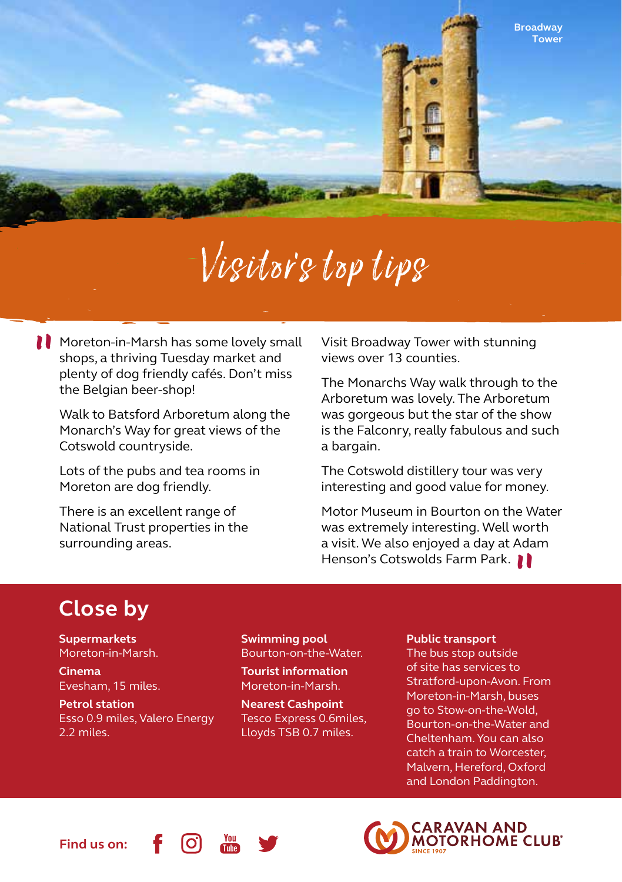Broadway Tower

# Visitor's top tips

"Moreton-in-Marsh has some lovely small shops, a thriving Tuesday market and plenty of dog friendly cafés. Don't miss the Belgian beer-shop!

Walk to Batsford Arboretum along the Monarch's Way for great views of the Cotswold countryside.

Lots of the pubs and tea rooms in Moreton are dog friendly.

There is an excellent range of National Trust properties in the surrounding areas.

Visit Broadway Tower with stunning views over 13 counties.

The Monarchs Way walk through to the Arboretum was lovely. The Arboretum was gorgeous but the star of the show is the Falconry, really fabulous and such a bargain.

The Cotswold distillery tour was very interesting and good value for money.

Motor Museum in Bourton on the Water was extremely interesting. Well worth a visit. We also enjoyed a day at Adam Henson's Cotswolds Farm Park."

## Close by

**Supermarkets**
Moreton-in-Marsh.

**Cinema**
Evesham, 15 miles.

**Petrol station**
Esso 0.9 miles, Valero Energy 2.2 miles.

**Swimming pool**
Bourton-on-the-Water.

**Tourist information**
Moreton-in-Marsh.

**Nearest Cashpoint**
Tesco Express 0.6miles, Lloyds TSB 0.7 miles.

**Public transport**
The bus stop outside of site has services to Stratford-upon-Avon. From Moreton-in-Marsh, buses go to Stow-on-the-Wold, Bourton-on-the-Water and Cheltenham. You can also catch a train to Worcester, Malvern, Hereford, Oxford and London Paddington.

**Find us on:**

CARAVAN AND MOTORHOME CLUB® SINCE 1907